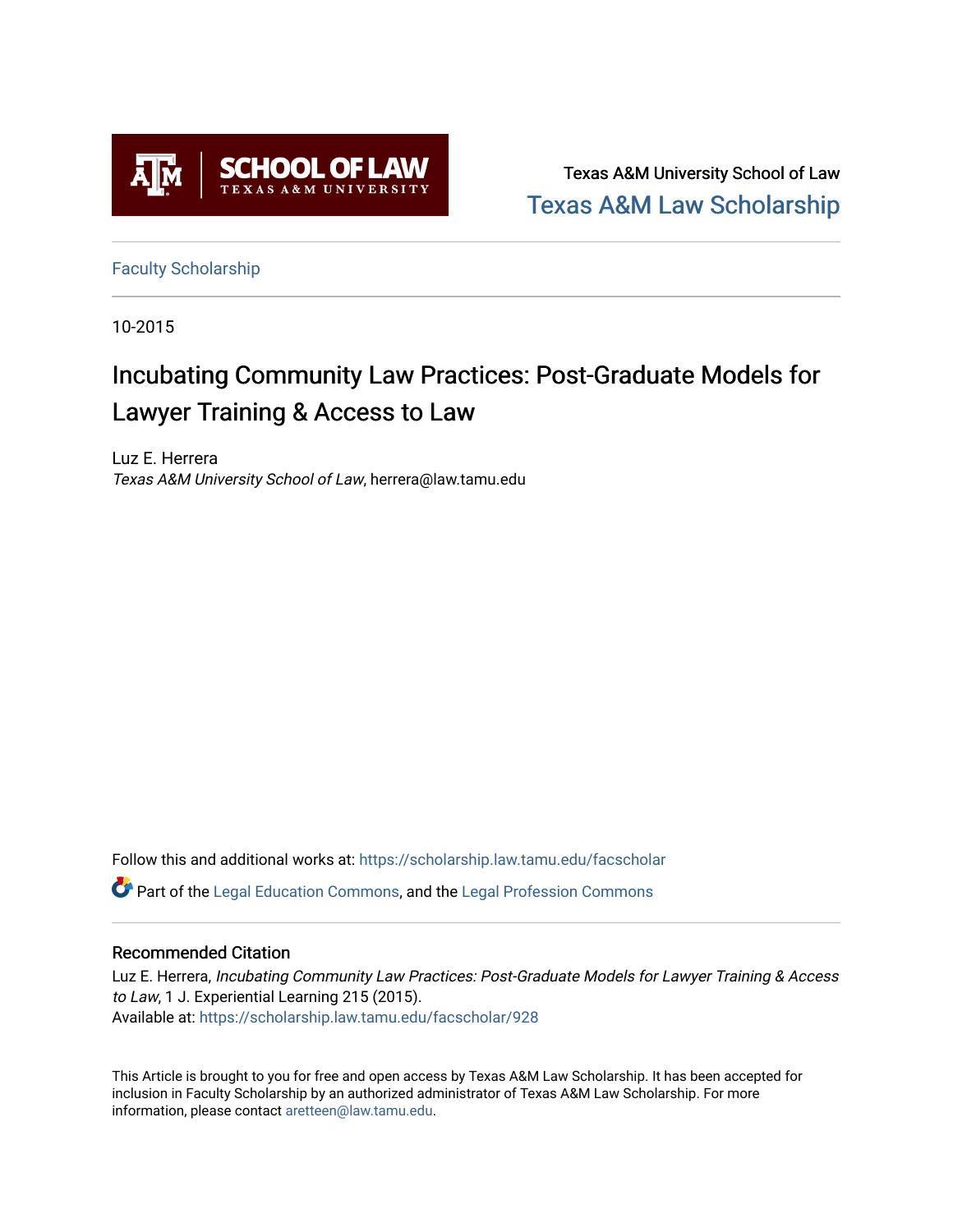SCHOOL OF LAW
TEXAS A&M UNIVERSITY

Texas A&M University School of Law

Texas A&M Law Scholarship

Faculty Scholarship

10-2015

# Incubating Community Law Practices: Post-Graduate Models for Lawyer Training & Access to Law

Luz E. Herrera
*Texas A&M University School of Law*, herrera@law.tamu.edu

Follow this and additional works at: https://scholarship.law.tamu.edu/facscholar

Part of the Legal Education Commons, and the Legal Profession Commons

## Recommended Citation

Luz E. Herrera, *Incubating Community Law Practices: Post-Graduate Models for Lawyer Training & Access to Law*, 1 J. Experiential Learning 215 (2015).
Available at: https://scholarship.law.tamu.edu/facscholar/928

This Article is brought to you for free and open access by Texas A&M Law Scholarship. It has been accepted for inclusion in Faculty Scholarship by an authorized administrator of Texas A&M Law Scholarship. For more information, please contact aretteen@law.tamu.edu.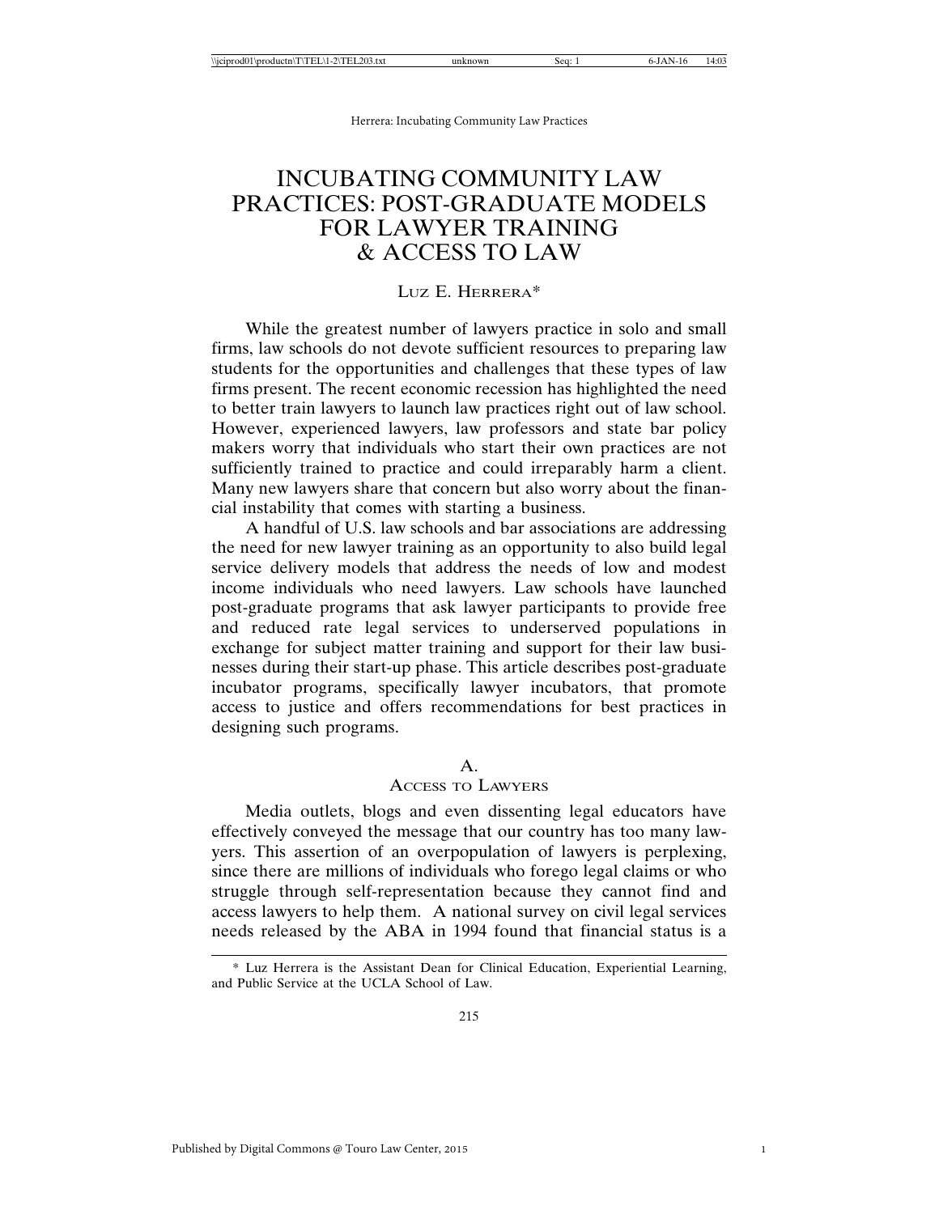# INCUBATING COMMUNITY LAW PRACTICES: POST-GRADUATE MODELS FOR LAWYER TRAINING & ACCESS TO LAW

LUZ E. HERRERA*

While the greatest number of lawyers practice in solo and small firms, law schools do not devote sufficient resources to preparing law students for the opportunities and challenges that these types of law firms present. The recent economic recession has highlighted the need to better train lawyers to launch law practices right out of law school. However, experienced lawyers, law professors and state bar policy makers worry that individuals who start their own practices are not sufficiently trained to practice and could irreparably harm a client. Many new lawyers share that concern but also worry about the financial instability that comes with starting a business.

A handful of U.S. law schools and bar associations are addressing the need for new lawyer training as an opportunity to also build legal service delivery models that address the needs of low and modest income individuals who need lawyers. Law schools have launched post-graduate programs that ask lawyer participants to provide free and reduced rate legal services to underserved populations in exchange for subject matter training and support for their law businesses during their start-up phase. This article describes post-graduate incubator programs, specifically lawyer incubators, that promote access to justice and offers recommendations for best practices in designing such programs.

## A. ACCESS TO LAWYERS

Media outlets, blogs and even dissenting legal educators have effectively conveyed the message that our country has too many lawyers. This assertion of an overpopulation of lawyers is perplexing, since there are millions of individuals who forego legal claims or who struggle through self-representation because they cannot find and access lawyers to help them. A national survey on civil legal services needs released by the ABA in 1994 found that financial status is a

\* Luz Herrera is the Assistant Dean for Clinical Education, Experiential Learning, and Public Service at the UCLA School of Law.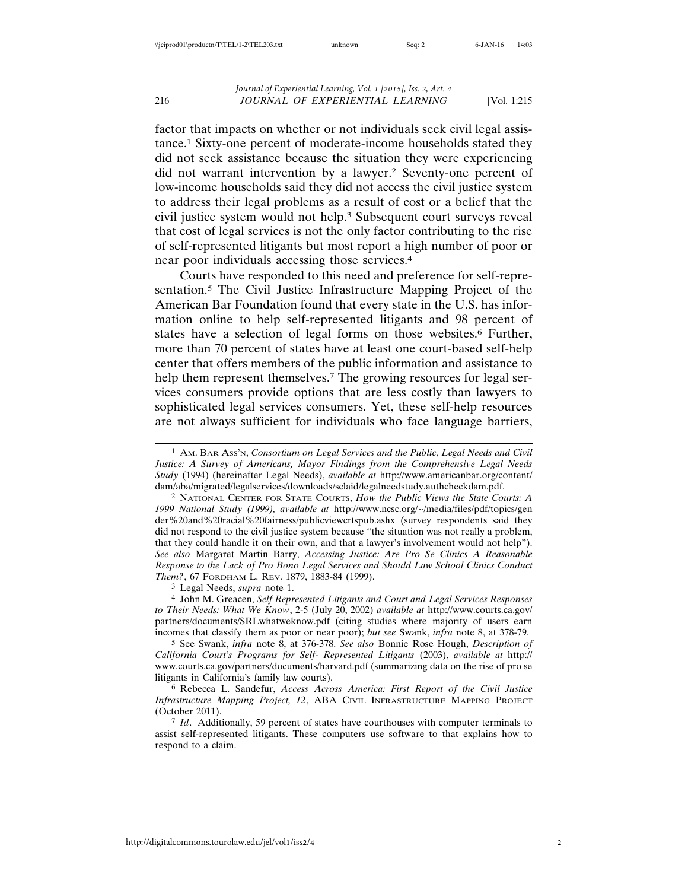factor that impacts on whether or not individuals seek civil legal assistance.[1] Sixty-one percent of moderate-income households stated they did not seek assistance because the situation they were experiencing did not warrant intervention by a lawyer.[2] Seventy-one percent of low-income households said they did not access the civil justice system to address their legal problems as a result of cost or a belief that the civil justice system would not help.[3] Subsequent court surveys reveal that cost of legal services is not the only factor contributing to the rise of self-represented litigants but most report a high number of poor or near poor individuals accessing those services.[4]

Courts have responded to this need and preference for self-representation.[5] The Civil Justice Infrastructure Mapping Project of the American Bar Foundation found that every state in the U.S. has information online to help self-represented litigants and 98 percent of states have a selection of legal forms on those websites.[6] Further, more than 70 percent of states have at least one court-based self-help center that offers members of the public information and assistance to help them represent themselves.[7] The growing resources for legal services consumers provide options that are less costly than lawyers to sophisticated legal services consumers. Yet, these self-help resources are not always sufficient for individuals who face language barriers,

---

[1] AM. BAR ASS'N, *Consortium on Legal Services and the Public, Legal Needs and Civil Justice: A Survey of Americans, Mayor Findings from the Comprehensive Legal Needs Study* (1994) (hereinafter Legal Needs), *available at* http://www.americanbar.org/content/dam/aba/migrated/legalservices/downloads/sclaid/legalneedstudy.authcheckdam.pdf.

[2] NATIONAL CENTER FOR STATE COURTS, *How the Public Views the State Courts: A 1999 National Study (1999), available at* http://www.ncsc.org/~/media/files/pdf/topics/gender%20and%20racial%20fairness/publicviewcrtspub.ashx (survey respondents said they did not respond to the civil justice system because "the situation was not really a problem, that they could handle it on their own, and that a lawyer's involvement would not help"). *See also* Margaret Martin Barry, *Accessing Justice: Are Pro Se Clinics A Reasonable Response to the Lack of Pro Bono Legal Services and Should Law School Clinics Conduct Them?*, 67 FORDHAM L. REV. 1879, 1883-84 (1999).

[3] Legal Needs, *supra* note 1.

[4] John M. Greacen, *Self Represented Litigants and Court and Legal Services Responses to Their Needs: What We Know*, 2-5 (July 20, 2002) *available at* http://www.courts.ca.gov/partners/documents/SRLwhatweknow.pdf (citing studies where majority of users earn incomes that classify them as poor or near poor); *but see* Swank, *infra* note 8, at 378-79.

[5] See Swank, *infra* note 8, at 376-378. *See also* Bonnie Rose Hough, *Description of California Court's Programs for Self- Represented Litigants* (2003), *available at* http://www.courts.ca.gov/partners/documents/harvard.pdf (summarizing data on the rise of pro se litigants in California's family law courts).

[6] Rebecca L. Sandefur, *Access Across America: First Report of the Civil Justice Infrastructure Mapping Project, 12*, ABA CIVIL INFRASTRUCTURE MAPPING PROJECT (October 2011).

[7] *Id*. Additionally, 59 percent of states have courthouses with computer terminals to assist self-represented litigants. These computers use software to that explains how to respond to a claim.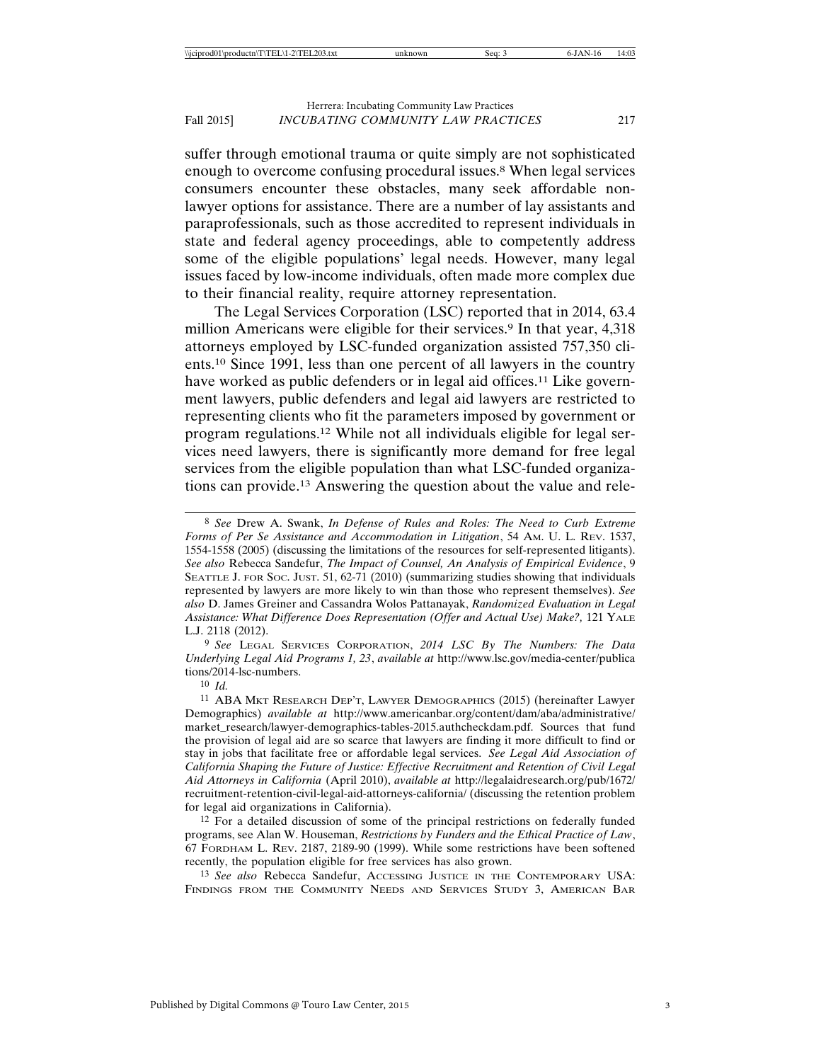suffer through emotional trauma or quite simply are not sophisticated enough to overcome confusing procedural issues.[8] When legal services consumers encounter these obstacles, many seek affordable non-lawyer options for assistance. There are a number of lay assistants and paraprofessionals, such as those accredited to represent individuals in state and federal agency proceedings, able to competently address some of the eligible populations' legal needs. However, many legal issues faced by low-income individuals, often made more complex due to their financial reality, require attorney representation.

The Legal Services Corporation (LSC) reported that in 2014, 63.4 million Americans were eligible for their services.[9] In that year, 4,318 attorneys employed by LSC-funded organization assisted 757,350 clients.[10] Since 1991, less than one percent of all lawyers in the country have worked as public defenders or in legal aid offices.[11] Like government lawyers, public defenders and legal aid lawyers are restricted to representing clients who fit the parameters imposed by government or program regulations.[12] While not all individuals eligible for legal services need lawyers, there is significantly more demand for free legal services from the eligible population than what LSC-funded organizations can provide.[13] Answering the question about the value and rele-

---

[8] *See* Drew A. Swank, *In Defense of Rules and Roles: The Need to Curb Extreme Forms of Per Se Assistance and Accommodation in Litigation*, 54 AM. U. L. REV. 1537, 1554-1558 (2005) (discussing the limitations of the resources for self-represented litigants). *See also* Rebecca Sandefur, *The Impact of Counsel, An Analysis of Empirical Evidence*, 9 SEATTLE J. FOR SOC. JUST. 51, 62-71 (2010) (summarizing studies showing that individuals represented by lawyers are more likely to win than those who represent themselves). *See also* D. James Greiner and Cassandra Wolos Pattanayak, *Randomized Evaluation in Legal Assistance: What Difference Does Representation (Offer and Actual Use) Make?,* 121 YALE L.J. 2118 (2012).

[9] *See* LEGAL SERVICES CORPORATION, *2014 LSC By The Numbers: The Data Underlying Legal Aid Programs 1, 23*, *available at* http://www.lsc.gov/media-center/publications/2014-lsc-numbers.

[10] *Id.*

[11] ABA MKT RESEARCH DEP'T, LAWYER DEMOGRAPHICS (2015) (hereinafter Lawyer Demographics) *available at* http://www.americanbar.org/content/dam/aba/administrative/market_research/lawyer-demographics-tables-2015.authcheckdam.pdf. Sources that fund the provision of legal aid are so scarce that lawyers are finding it more difficult to find or stay in jobs that facilitate free or affordable legal services. *See Legal Aid Association of California Shaping the Future of Justice: Effective Recruitment and Retention of Civil Legal Aid Attorneys in California* (April 2010), *available at* http://legalaidresearch.org/pub/1672/recruitment-retention-civil-legal-aid-attorneys-california/ (discussing the retention problem for legal aid organizations in California).

[12] For a detailed discussion of some of the principal restrictions on federally funded programs, see Alan W. Houseman, *Restrictions by Funders and the Ethical Practice of Law*, 67 FORDHAM L. REV. 2187, 2189-90 (1999). While some restrictions have been softened recently, the population eligible for free services has also grown.

[13] *See also* Rebecca Sandefur, ACCESSING JUSTICE IN THE CONTEMPORARY USA: FINDINGS FROM THE COMMUNITY NEEDS AND SERVICES STUDY 3, AMERICAN BAR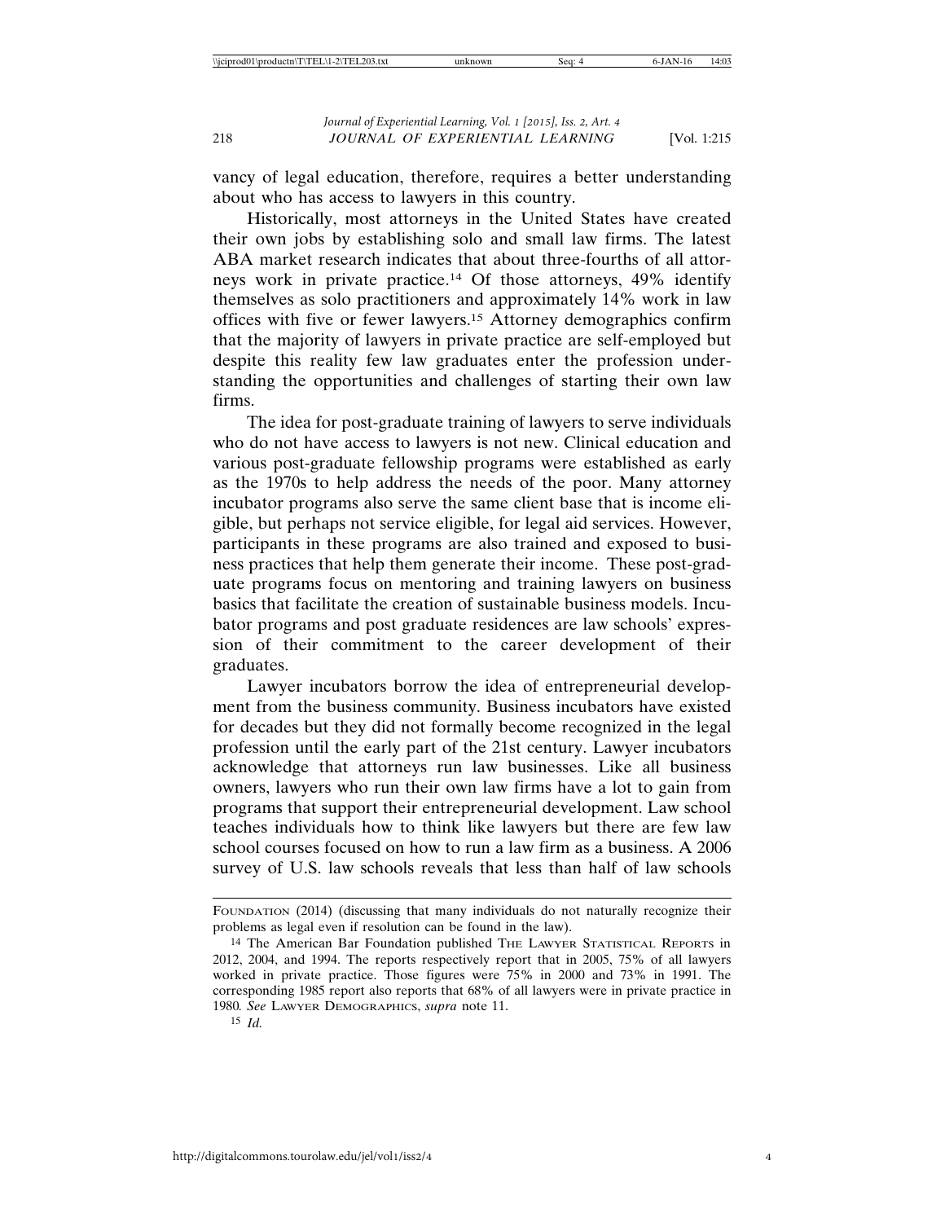vancy of legal education, therefore, requires a better understanding about who has access to lawyers in this country.

Historically, most attorneys in the United States have created their own jobs by establishing solo and small law firms. The latest ABA market research indicates that about three-fourths of all attorneys work in private practice.[14] Of those attorneys, 49% identify themselves as solo practitioners and approximately 14% work in law offices with five or fewer lawyers.[15] Attorney demographics confirm that the majority of lawyers in private practice are self-employed but despite this reality few law graduates enter the profession understanding the opportunities and challenges of starting their own law firms.

The idea for post-graduate training of lawyers to serve individuals who do not have access to lawyers is not new. Clinical education and various post-graduate fellowship programs were established as early as the 1970s to help address the needs of the poor. Many attorney incubator programs also serve the same client base that is income eligible, but perhaps not service eligible, for legal aid services. However, participants in these programs are also trained and exposed to business practices that help them generate their income. These post-graduate programs focus on mentoring and training lawyers on business basics that facilitate the creation of sustainable business models. Incubator programs and post graduate residences are law schools' expression of their commitment to the career development of their graduates.

Lawyer incubators borrow the idea of entrepreneurial development from the business community. Business incubators have existed for decades but they did not formally become recognized in the legal profession until the early part of the 21st century. Lawyer incubators acknowledge that attorneys run law businesses. Like all business owners, lawyers who run their own law firms have a lot to gain from programs that support their entrepreneurial development. Law school teaches individuals how to think like lawyers but there are few law school courses focused on how to run a law firm as a business. A 2006 survey of U.S. law schools reveals that less than half of law schools

---

FOUNDATION (2014) (discussing that many individuals do not naturally recognize their problems as legal even if resolution can be found in the law).

[14] The American Bar Foundation published THE LAWYER STATISTICAL REPORTS in 2012, 2004, and 1994. The reports respectively report that in 2005, 75% of all lawyers worked in private practice. Those figures were 75% in 2000 and 73% in 1991. The corresponding 1985 report also reports that 68% of all lawyers were in private practice in 1980. *See* LAWYER DEMOGRAPHICS, *supra* note 11.

[15] *Id.*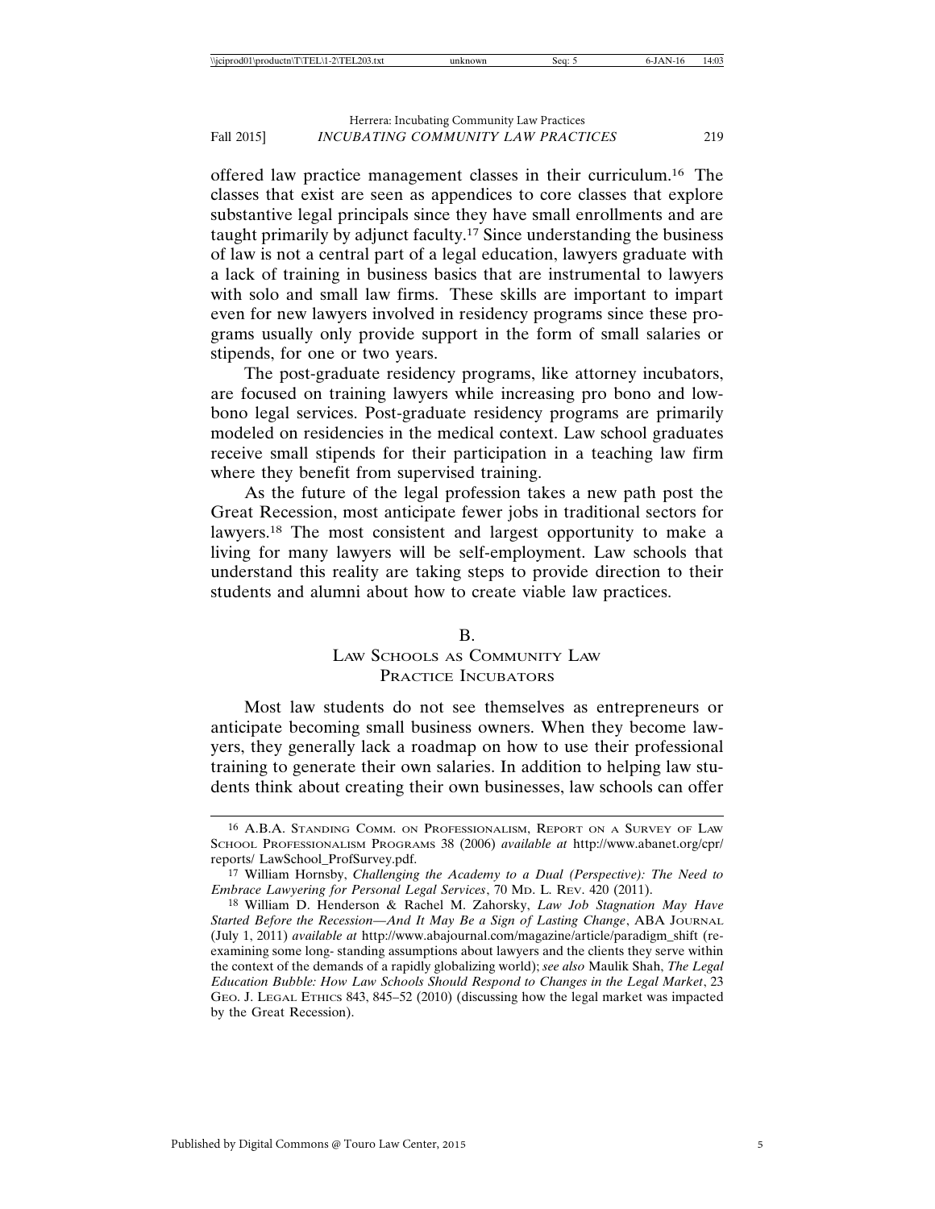offered law practice management classes in their curriculum.[16] The classes that exist are seen as appendices to core classes that explore substantive legal principals since they have small enrollments and are taught primarily by adjunct faculty.[17] Since understanding the business of law is not a central part of a legal education, lawyers graduate with a lack of training in business basics that are instrumental to lawyers with solo and small law firms. These skills are important to impart even for new lawyers involved in residency programs since these programs usually only provide support in the form of small salaries or stipends, for one or two years.

The post-graduate residency programs, like attorney incubators, are focused on training lawyers while increasing pro bono and low-bono legal services. Post-graduate residency programs are primarily modeled on residencies in the medical context. Law school graduates receive small stipends for their participation in a teaching law firm where they benefit from supervised training.

As the future of the legal profession takes a new path post the Great Recession, most anticipate fewer jobs in traditional sectors for lawyers.[18] The most consistent and largest opportunity to make a living for many lawyers will be self-employment. Law schools that understand this reality are taking steps to provide direction to their students and alumni about how to create viable law practices.

### B.
### Law Schools as Community Law Practice Incubators

Most law students do not see themselves as entrepreneurs or anticipate becoming small business owners. When they become lawyers, they generally lack a roadmap on how to use their professional training to generate their own salaries. In addition to helping law students think about creating their own businesses, law schools can offer

---

16 A.B.A. Standing Comm. on Professionalism, Report on a Survey of Law School Professionalism Programs 38 (2006) *available at* http://www.abanet.org/cpr/reports/ LawSchool_ProfSurvey.pdf.

17 William Hornsby, *Challenging the Academy to a Dual (Perspective): The Need to Embrace Lawyering for Personal Legal Services*, 70 Md. L. Rev. 420 (2011).

18 William D. Henderson & Rachel M. Zahorsky, *Law Job Stagnation May Have Started Before the Recession—And It May Be a Sign of Lasting Change*, ABA Journal (July 1, 2011) *available at* http://www.abajournal.com/magazine/article/paradigm_shift (re-examining some long- standing assumptions about lawyers and the clients they serve within the context of the demands of a rapidly globalizing world); *see also* Maulik Shah, *The Legal Education Bubble: How Law Schools Should Respond to Changes in the Legal Market*, 23 Geo. J. Legal Ethics 843, 845–52 (2010) (discussing how the legal market was impacted by the Great Recession).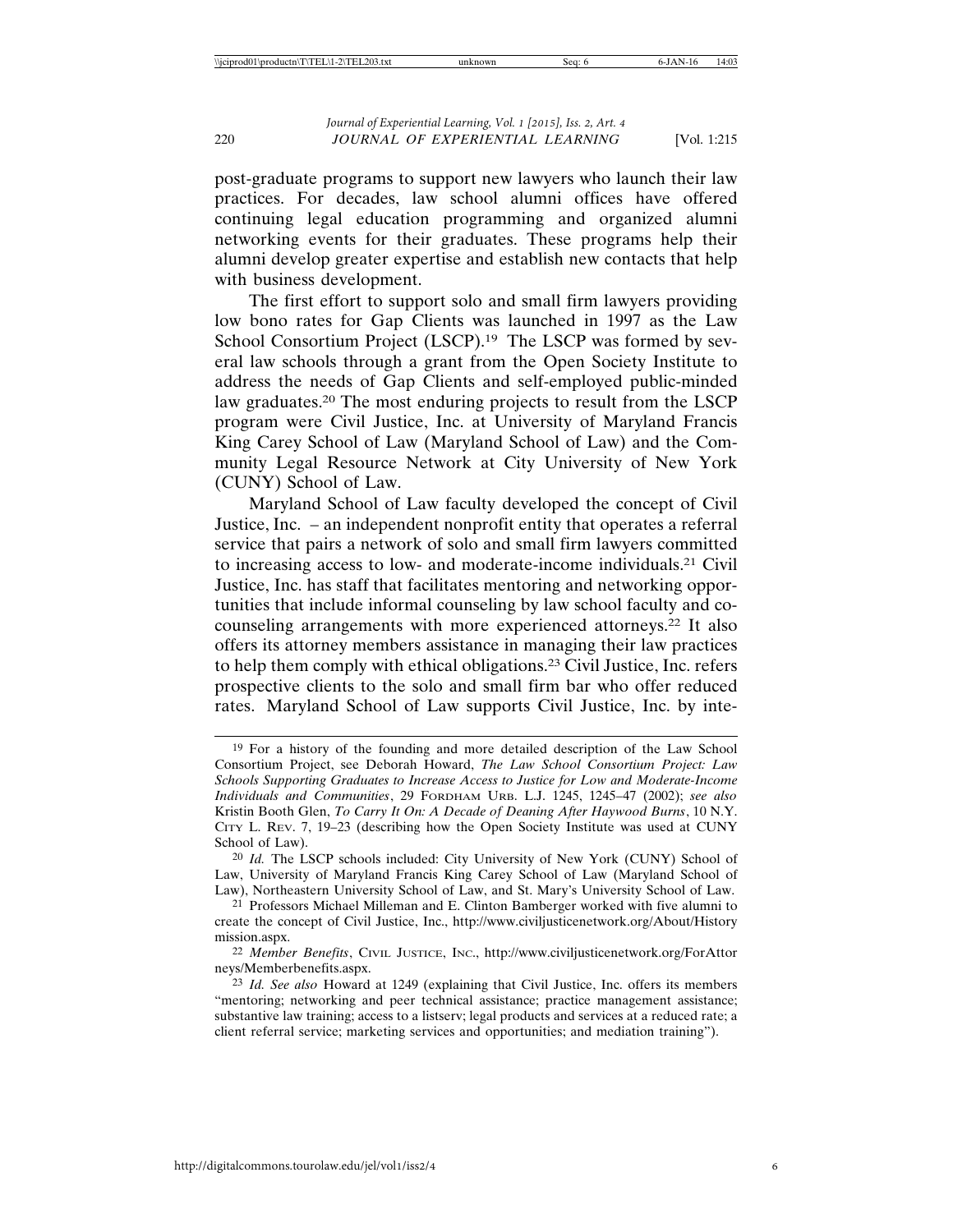post-graduate programs to support new lawyers who launch their law practices. For decades, law school alumni offices have offered continuing legal education programming and organized alumni networking events for their graduates. These programs help their alumni develop greater expertise and establish new contacts that help with business development.

The first effort to support solo and small firm lawyers providing low bono rates for Gap Clients was launched in 1997 as the Law School Consortium Project (LSCP).[19] The LSCP was formed by several law schools through a grant from the Open Society Institute to address the needs of Gap Clients and self-employed public-minded law graduates.[20] The most enduring projects to result from the LSCP program were Civil Justice, Inc. at University of Maryland Francis King Carey School of Law (Maryland School of Law) and the Community Legal Resource Network at City University of New York (CUNY) School of Law.

Maryland School of Law faculty developed the concept of Civil Justice, Inc. – an independent nonprofit entity that operates a referral service that pairs a network of solo and small firm lawyers committed to increasing access to low- and moderate-income individuals.[21] Civil Justice, Inc. has staff that facilitates mentoring and networking opportunities that include informal counseling by law school faculty and co-counseling arrangements with more experienced attorneys.[22] It also offers its attorney members assistance in managing their law practices to help them comply with ethical obligations.[23] Civil Justice, Inc. refers prospective clients to the solo and small firm bar who offer reduced rates. Maryland School of Law supports Civil Justice, Inc. by inte-

---

[19] For a history of the founding and more detailed description of the Law School Consortium Project, see Deborah Howard, *The Law School Consortium Project: Law Schools Supporting Graduates to Increase Access to Justice for Low and Moderate-Income Individuals and Communities*, 29 FORDHAM URB. L.J. 1245, 1245–47 (2002); *see also* Kristin Booth Glen, *To Carry It On: A Decade of Deaning After Haywood Burns*, 10 N.Y. CITY L. REV. 7, 19–23 (describing how the Open Society Institute was used at CUNY School of Law).

[20] *Id.* The LSCP schools included: City University of New York (CUNY) School of Law, University of Maryland Francis King Carey School of Law (Maryland School of Law), Northeastern University School of Law, and St. Mary's University School of Law.

[21] Professors Michael Milleman and E. Clinton Bamberger worked with five alumni to create the concept of Civil Justice, Inc., http://www.civiljusticenetwork.org/About/Historymission.aspx.

[22] *Member Benefits*, CIVIL JUSTICE, INC., http://www.civiljusticenetwork.org/ForAttorneys/Memberbenefits.aspx.

[23] *Id. See also* Howard at 1249 (explaining that Civil Justice, Inc. offers its members "mentoring; networking and peer technical assistance; practice management assistance; substantive law training; access to a listserv; legal products and services at a reduced rate; a client referral service; marketing services and opportunities; and mediation training").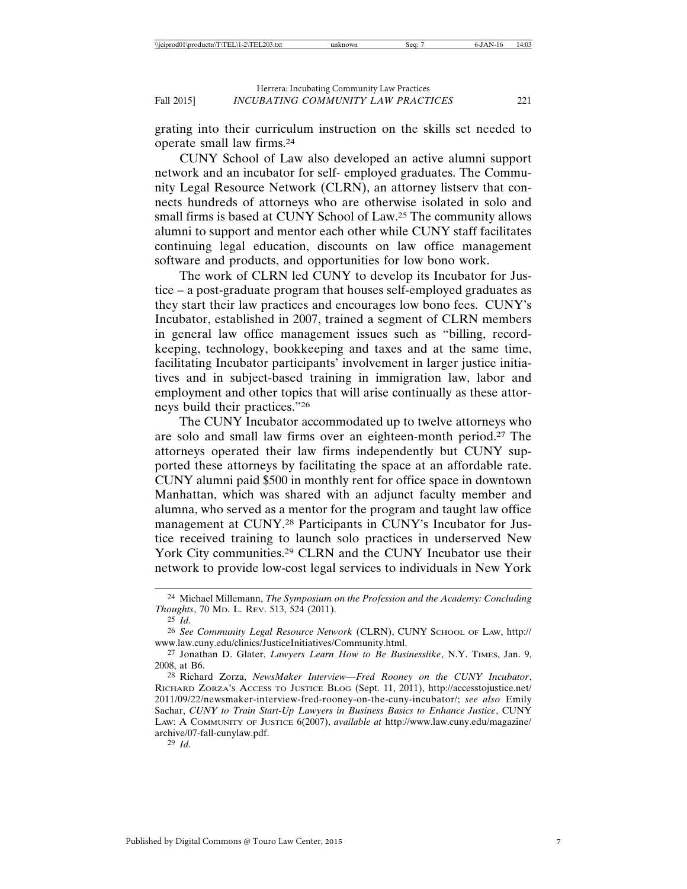grating into their curriculum instruction on the skills set needed to operate small law firms.[24]

CUNY School of Law also developed an active alumni support network and an incubator for self- employed graduates. The Community Legal Resource Network (CLRN), an attorney listserv that connects hundreds of attorneys who are otherwise isolated in solo and small firms is based at CUNY School of Law.[25] The community allows alumni to support and mentor each other while CUNY staff facilitates continuing legal education, discounts on law office management software and products, and opportunities for low bono work.

The work of CLRN led CUNY to develop its Incubator for Justice – a post-graduate program that houses self-employed graduates as they start their law practices and encourages low bono fees. CUNY's Incubator, established in 2007, trained a segment of CLRN members in general law office management issues such as "billing, record-keeping, technology, bookkeeping and taxes and at the same time, facilitating Incubator participants' involvement in larger justice initiatives and in subject-based training in immigration law, labor and employment and other topics that will arise continually as these attorneys build their practices."[26]

The CUNY Incubator accommodated up to twelve attorneys who are solo and small law firms over an eighteen-month period.[27] The attorneys operated their law firms independently but CUNY supported these attorneys by facilitating the space at an affordable rate. CUNY alumni paid $500 in monthly rent for office space in downtown Manhattan, which was shared with an adjunct faculty member and alumna, who served as a mentor for the program and taught law office management at CUNY.[28] Participants in CUNY's Incubator for Justice received training to launch solo practices in underserved New York City communities.[29] CLRN and the CUNY Incubator use their network to provide low-cost legal services to individuals in New York

---

24 Michael Millemann, *The Symposium on the Profession and the Academy: Concluding Thoughts*, 70 MD. L. REV. 513, 524 (2011).

25 *Id.*

26 *See Community Legal Resource Network* (CLRN), CUNY SCHOOL OF LAW, http://www.law.cuny.edu/clinics/JusticeInitiatives/Community.html.

27 Jonathan D. Glater, *Lawyers Learn How to Be Businesslike*, N.Y. TIMES, Jan. 9, 2008, at B6.

28 Richard Zorza, *NewsMaker Interview—Fred Rooney on the CUNY Incubator*, RICHARD ZORZA'S ACCESS TO JUSTICE BLOG (Sept. 11, 2011), http://accesstojustice.net/2011/09/22/newsmaker-interview-fred-rooney-on-the-cuny-incubator/; *see also* Emily Sachar, *CUNY to Train Start-Up Lawyers in Business Basics to Enhance Justice*, CUNY LAW: A COMMUNITY OF JUSTICE 6(2007), *available at* http://www.law.cuny.edu/magazine/archive/07-fall-cunylaw.pdf.

29 *Id.*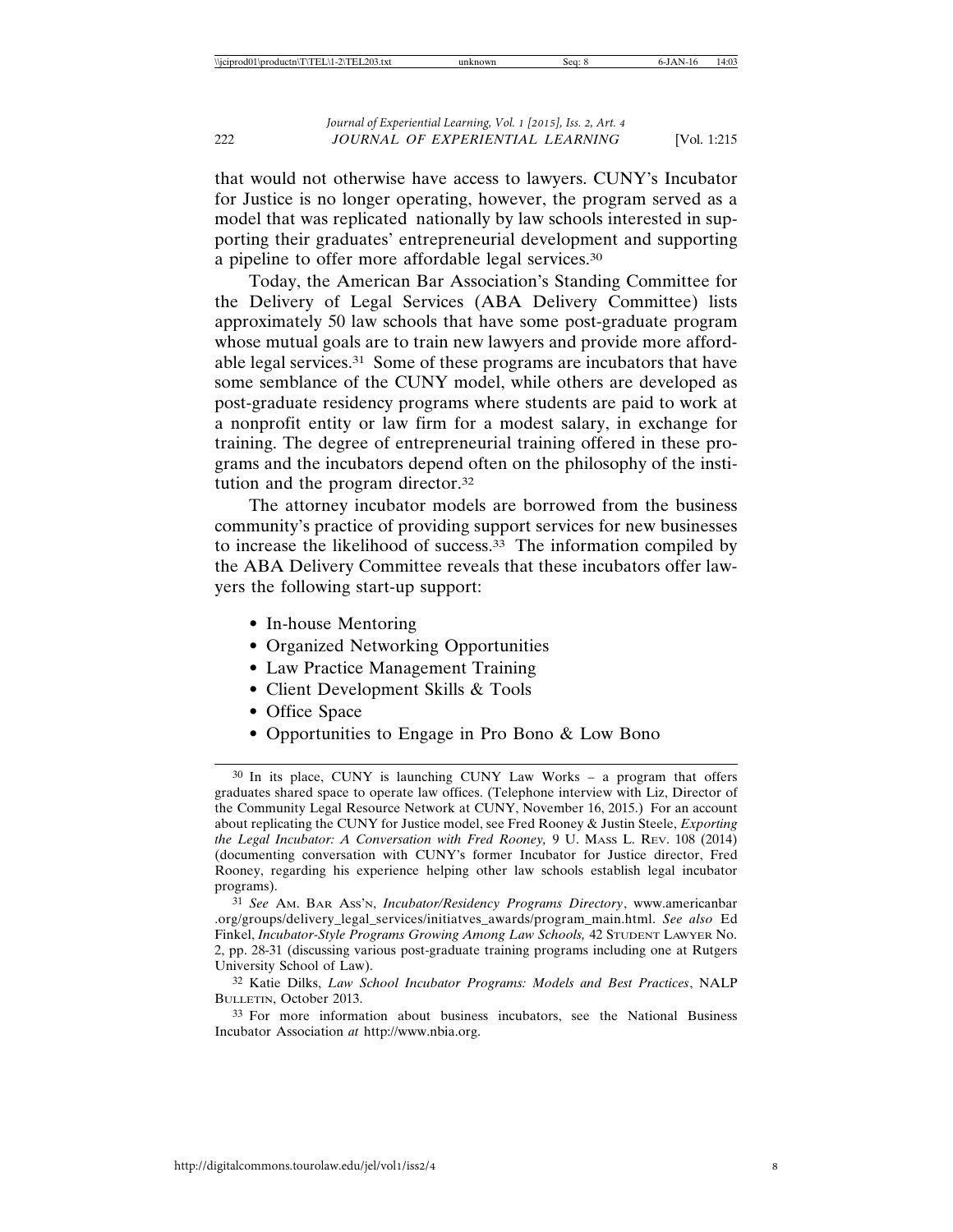that would not otherwise have access to lawyers. CUNY's Incubator for Justice is no longer operating, however, the program served as a model that was replicated nationally by law schools interested in supporting their graduates' entrepreneurial development and supporting a pipeline to offer more affordable legal services.[30]

Today, the American Bar Association's Standing Committee for the Delivery of Legal Services (ABA Delivery Committee) lists approximately 50 law schools that have some post-graduate program whose mutual goals are to train new lawyers and provide more affordable legal services.[31] Some of these programs are incubators that have some semblance of the CUNY model, while others are developed as post-graduate residency programs where students are paid to work at a nonprofit entity or law firm for a modest salary, in exchange for training. The degree of entrepreneurial training offered in these programs and the incubators depend often on the philosophy of the institution and the program director.[32]

The attorney incubator models are borrowed from the business community's practice of providing support services for new businesses to increase the likelihood of success.[33] The information compiled by the ABA Delivery Committee reveals that these incubators offer lawyers the following start-up support:

- In-house Mentoring
- Organized Networking Opportunities
- Law Practice Management Training
- Client Development Skills & Tools
- Office Space
- Opportunities to Engage in Pro Bono & Low Bono

---

[30] In its place, CUNY is launching CUNY Law Works – a program that offers graduates shared space to operate law offices. (Telephone interview with Liz, Director of the Community Legal Resource Network at CUNY, November 16, 2015.) For an account about replicating the CUNY for Justice model, see Fred Rooney & Justin Steele, *Exporting the Legal Incubator: A Conversation with Fred Rooney,* 9 U. MASS L. REV. 108 (2014) (documenting conversation with CUNY's former Incubator for Justice director, Fred Rooney, regarding his experience helping other law schools establish legal incubator programs).

[31] *See* AM. BAR ASS'N, *Incubator/Residency Programs Directory*, www.americanbar.org/groups/delivery_legal_services/initiatves_awards/program_main.html. *See also* Ed Finkel, *Incubator-Style Programs Growing Among Law Schools,* 42 STUDENT LAWYER No. 2, pp. 28-31 (discussing various post-graduate training programs including one at Rutgers University School of Law).

[32] Katie Dilks, *Law School Incubator Programs: Models and Best Practices*, NALP BULLETIN, October 2013.

[33] For more information about business incubators, see the National Business Incubator Association *at* http://www.nbia.org.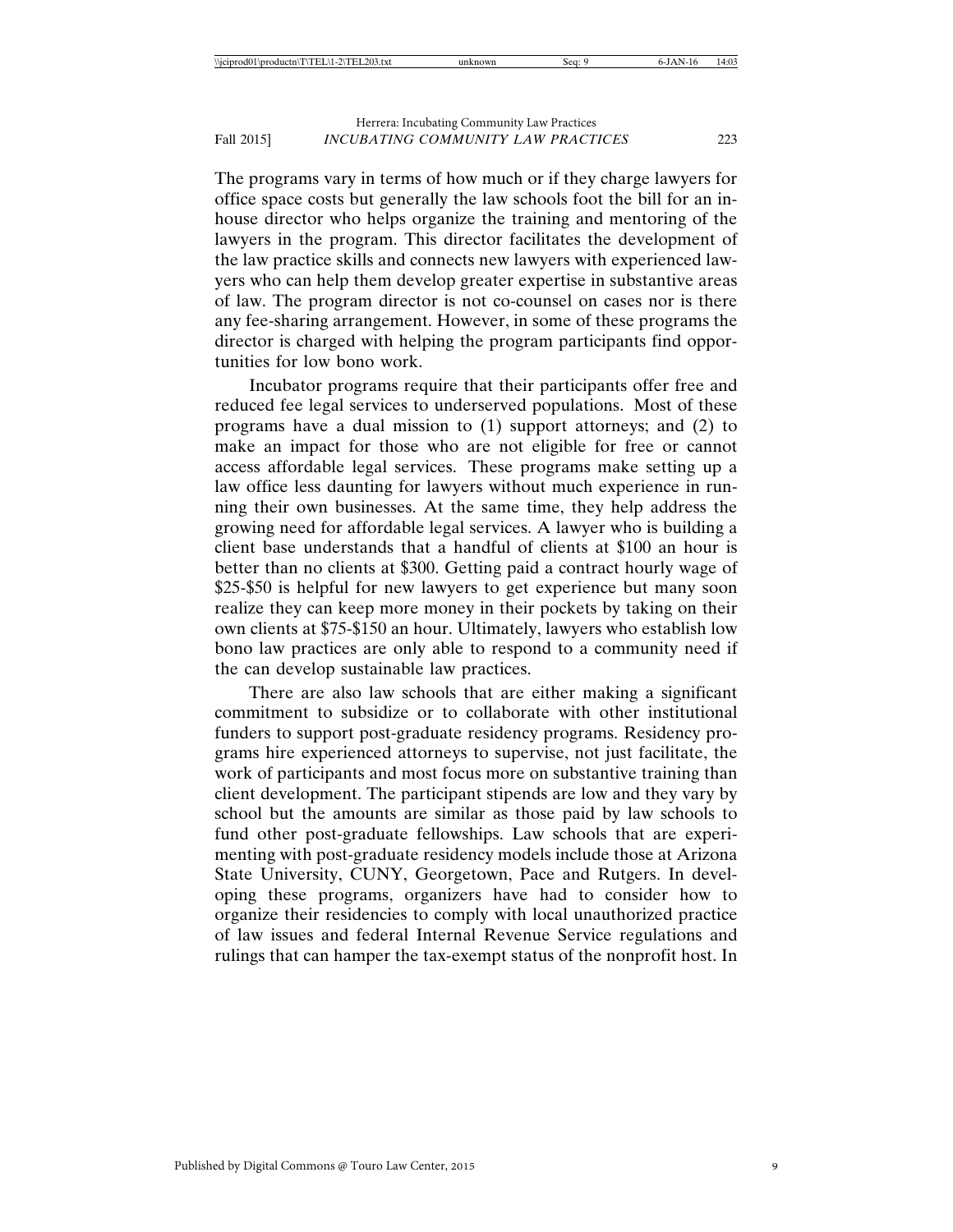The programs vary in terms of how much or if they charge lawyers for office space costs but generally the law schools foot the bill for an in-house director who helps organize the training and mentoring of the lawyers in the program. This director facilitates the development of the law practice skills and connects new lawyers with experienced lawyers who can help them develop greater expertise in substantive areas of law. The program director is not co-counsel on cases nor is there any fee-sharing arrangement. However, in some of these programs the director is charged with helping the program participants find opportunities for low bono work.

Incubator programs require that their participants offer free and reduced fee legal services to underserved populations. Most of these programs have a dual mission to (1) support attorneys; and (2) to make an impact for those who are not eligible for free or cannot access affordable legal services. These programs make setting up a law office less daunting for lawyers without much experience in running their own businesses. At the same time, they help address the growing need for affordable legal services. A lawyer who is building a client base understands that a handful of clients at $100 an hour is better than no clients at $300. Getting paid a contract hourly wage of $25-$50 is helpful for new lawyers to get experience but many soon realize they can keep more money in their pockets by taking on their own clients at $75-$150 an hour. Ultimately, lawyers who establish low bono law practices are only able to respond to a community need if the can develop sustainable law practices.

There are also law schools that are either making a significant commitment to subsidize or to collaborate with other institutional funders to support post-graduate residency programs. Residency programs hire experienced attorneys to supervise, not just facilitate, the work of participants and most focus more on substantive training than client development. The participant stipends are low and they vary by school but the amounts are similar as those paid by law schools to fund other post-graduate fellowships. Law schools that are experimenting with post-graduate residency models include those at Arizona State University, CUNY, Georgetown, Pace and Rutgers. In developing these programs, organizers have had to consider how to organize their residencies to comply with local unauthorized practice of law issues and federal Internal Revenue Service regulations and rulings that can hamper the tax-exempt status of the nonprofit host. In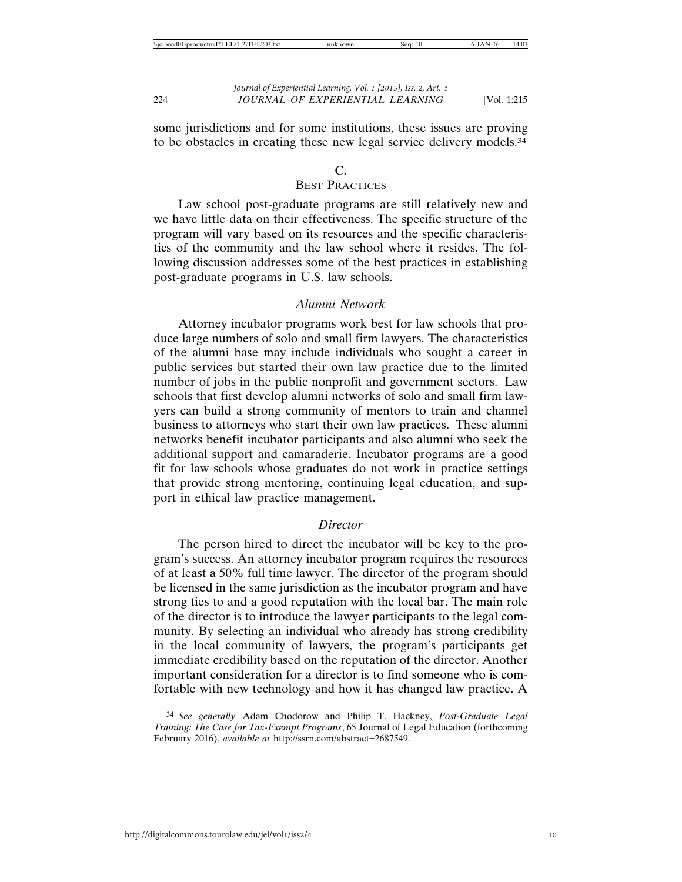some jurisdictions and for some institutions, these issues are proving to be obstacles in creating these new legal service delivery models.[34]

## C. Best Practices

Law school post-graduate programs are still relatively new and we have little data on their effectiveness. The specific structure of the program will vary based on its resources and the specific characteristics of the community and the law school where it resides. The following discussion addresses some of the best practices in establishing post-graduate programs in U.S. law schools.

### *Alumni Network*

Attorney incubator programs work best for law schools that produce large numbers of solo and small firm lawyers. The characteristics of the alumni base may include individuals who sought a career in public services but started their own law practice due to the limited number of jobs in the public nonprofit and government sectors. Law schools that first develop alumni networks of solo and small firm lawyers can build a strong community of mentors to train and channel business to attorneys who start their own law practices. These alumni networks benefit incubator participants and also alumni who seek the additional support and camaraderie. Incubator programs are a good fit for law schools whose graduates do not work in practice settings that provide strong mentoring, continuing legal education, and support in ethical law practice management.

### *Director*

The person hired to direct the incubator will be key to the program's success. An attorney incubator program requires the resources of at least a 50% full time lawyer. The director of the program should be licensed in the same jurisdiction as the incubator program and have strong ties to and a good reputation with the local bar. The main role of the director is to introduce the lawyer participants to the legal community. By selecting an individual who already has strong credibility in the local community of lawyers, the program's participants get immediate credibility based on the reputation of the director. Another important consideration for a director is to find someone who is comfortable with new technology and how it has changed law practice. A

---

[34] *See generally* Adam Chodorow and Philip T. Hackney, *Post-Graduate Legal Training: The Case for Tax-Exempt Programs*, 65 Journal of Legal Education (forthcoming February 2016), *available at* http://ssrn.com/abstract=2687549.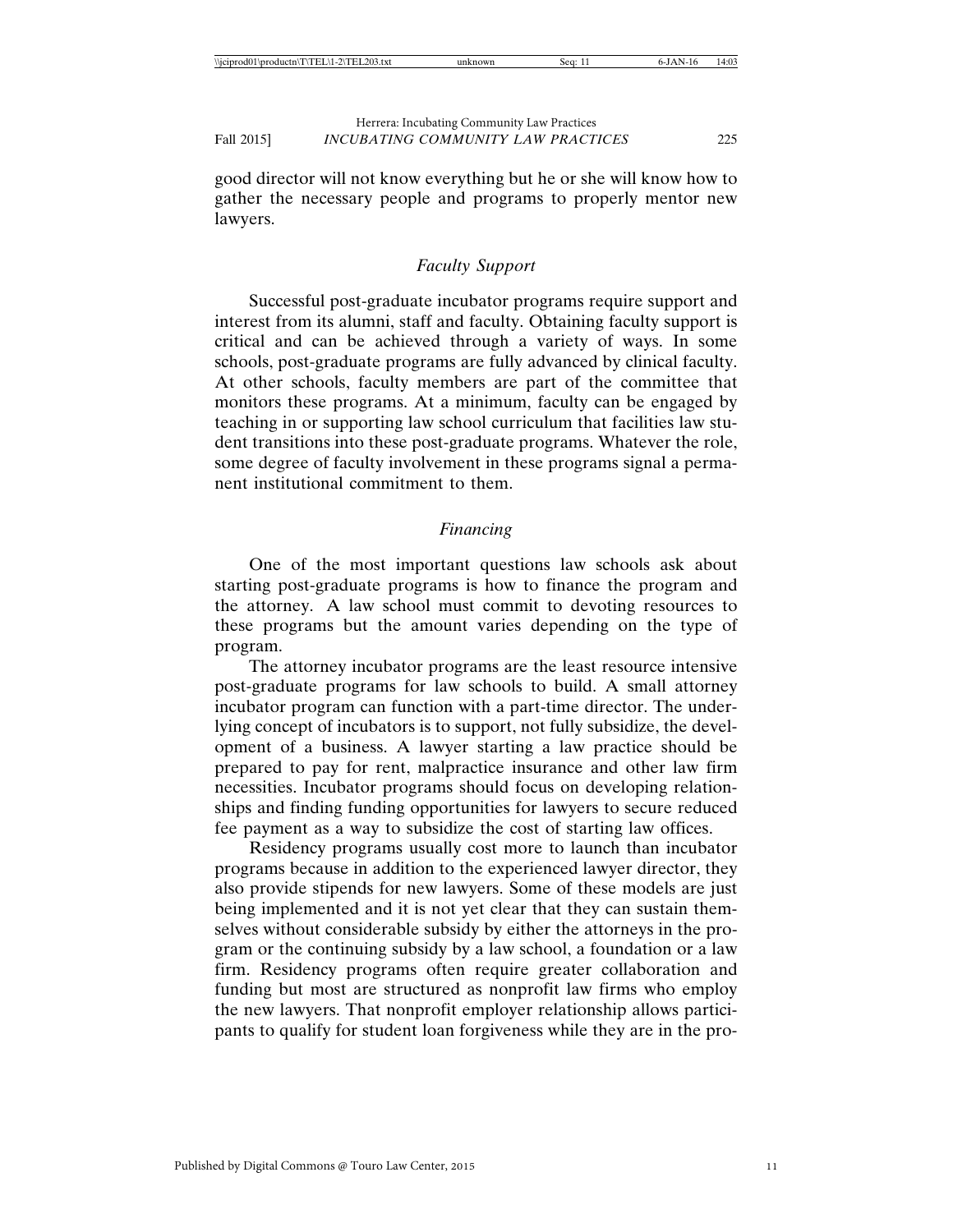good director will not know everything but he or she will know how to gather the necessary people and programs to properly mentor new lawyers.

### *Faculty Support*

Successful post-graduate incubator programs require support and interest from its alumni, staff and faculty. Obtaining faculty support is critical and can be achieved through a variety of ways. In some schools, post-graduate programs are fully advanced by clinical faculty. At other schools, faculty members are part of the committee that monitors these programs. At a minimum, faculty can be engaged by teaching in or supporting law school curriculum that facilities law student transitions into these post-graduate programs. Whatever the role, some degree of faculty involvement in these programs signal a permanent institutional commitment to them.

### *Financing*

One of the most important questions law schools ask about starting post-graduate programs is how to finance the program and the attorney. A law school must commit to devoting resources to these programs but the amount varies depending on the type of program.

The attorney incubator programs are the least resource intensive post-graduate programs for law schools to build. A small attorney incubator program can function with a part-time director. The underlying concept of incubators is to support, not fully subsidize, the development of a business. A lawyer starting a law practice should be prepared to pay for rent, malpractice insurance and other law firm necessities. Incubator programs should focus on developing relationships and finding funding opportunities for lawyers to secure reduced fee payment as a way to subsidize the cost of starting law offices.

Residency programs usually cost more to launch than incubator programs because in addition to the experienced lawyer director, they also provide stipends for new lawyers. Some of these models are just being implemented and it is not yet clear that they can sustain themselves without considerable subsidy by either the attorneys in the program or the continuing subsidy by a law school, a foundation or a law firm. Residency programs often require greater collaboration and funding but most are structured as nonprofit law firms who employ the new lawyers. That nonprofit employer relationship allows participants to qualify for student loan forgiveness while they are in the pro-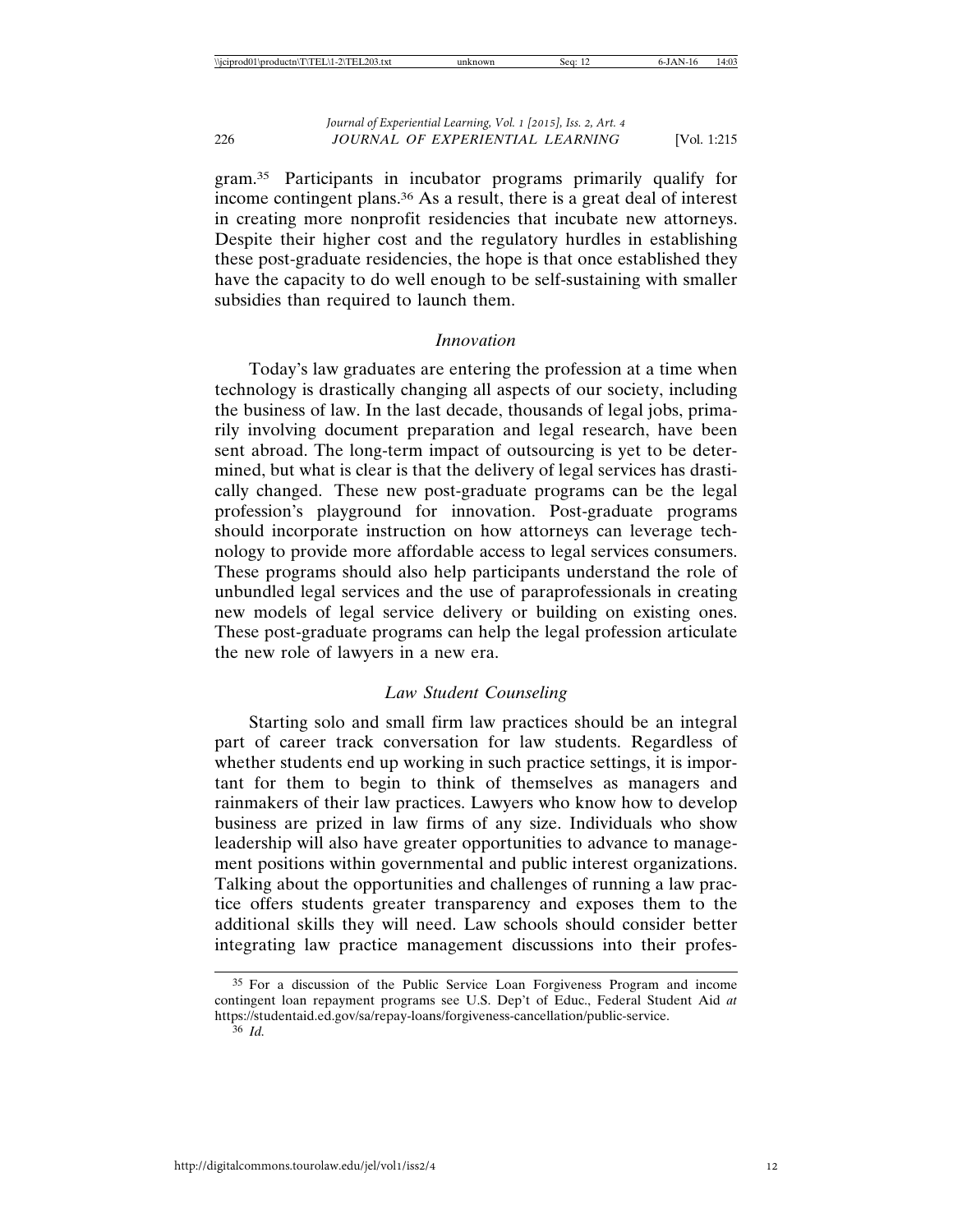gram.[35] Participants in incubator programs primarily qualify for income contingent plans.[36] As a result, there is a great deal of interest in creating more nonprofit residencies that incubate new attorneys. Despite their higher cost and the regulatory hurdles in establishing these post-graduate residencies, the hope is that once established they have the capacity to do well enough to be self-sustaining with smaller subsidies than required to launch them.

### *Innovation*

Today's law graduates are entering the profession at a time when technology is drastically changing all aspects of our society, including the business of law. In the last decade, thousands of legal jobs, primarily involving document preparation and legal research, have been sent abroad. The long-term impact of outsourcing is yet to be determined, but what is clear is that the delivery of legal services has drastically changed. These new post-graduate programs can be the legal profession's playground for innovation. Post-graduate programs should incorporate instruction on how attorneys can leverage technology to provide more affordable access to legal services consumers. These programs should also help participants understand the role of unbundled legal services and the use of paraprofessionals in creating new models of legal service delivery or building on existing ones. These post-graduate programs can help the legal profession articulate the new role of lawyers in a new era.

### *Law Student Counseling*

Starting solo and small firm law practices should be an integral part of career track conversation for law students. Regardless of whether students end up working in such practice settings, it is important for them to begin to think of themselves as managers and rainmakers of their law practices. Lawyers who know how to develop business are prized in law firms of any size. Individuals who show leadership will also have greater opportunities to advance to management positions within governmental and public interest organizations. Talking about the opportunities and challenges of running a law practice offers students greater transparency and exposes them to the additional skills they will need. Law schools should consider better integrating law practice management discussions into their profes-

---

[35] For a discussion of the Public Service Loan Forgiveness Program and income contingent loan repayment programs see U.S. Dep't of Educ., Federal Student Aid *at* https://studentaid.ed.gov/sa/repay-loans/forgiveness-cancellation/public-service.

[36] *Id.*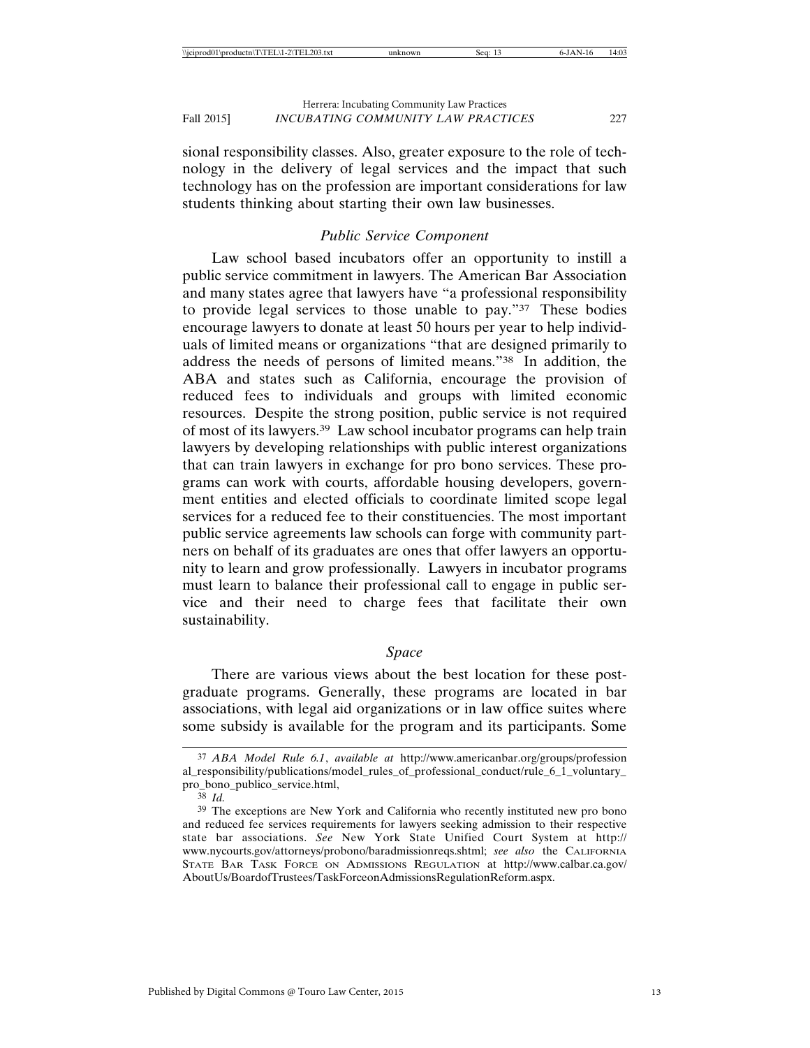sional responsibility classes. Also, greater exposure to the role of technology in the delivery of legal services and the impact that such technology has on the profession are important considerations for law students thinking about starting their own law businesses.

### *Public Service Component*

Law school based incubators offer an opportunity to instill a public service commitment in lawyers. The American Bar Association and many states agree that lawyers have "a professional responsibility to provide legal services to those unable to pay."[37] These bodies encourage lawyers to donate at least 50 hours per year to help individuals of limited means or organizations "that are designed primarily to address the needs of persons of limited means."[38] In addition, the ABA and states such as California, encourage the provision of reduced fees to individuals and groups with limited economic resources. Despite the strong position, public service is not required of most of its lawyers.[39] Law school incubator programs can help train lawyers by developing relationships with public interest organizations that can train lawyers in exchange for pro bono services. These programs can work with courts, affordable housing developers, government entities and elected officials to coordinate limited scope legal services for a reduced fee to their constituencies. The most important public service agreements law schools can forge with community partners on behalf of its graduates are ones that offer lawyers an opportunity to learn and grow professionally. Lawyers in incubator programs must learn to balance their professional call to engage in public service and their need to charge fees that facilitate their own sustainability.

### *Space*

There are various views about the best location for these post-graduate programs. Generally, these programs are located in bar associations, with legal aid organizations or in law office suites where some subsidy is available for the program and its participants. Some

---

[37] *ABA Model Rule 6.1*, *available at* http://www.americanbar.org/groups/professional_responsibility/publications/model_rules_of_professional_conduct/rule_6_1_voluntary_pro_bono_publico_service.html,

[38] *Id.*

[39] The exceptions are New York and California who recently instituted new pro bono and reduced fee services requirements for lawyers seeking admission to their respective state bar associations. *See* New York State Unified Court System at http://www.nycourts.gov/attorneys/probono/baradmissionreqs.shtml; *see also* the CALIFORNIA STATE BAR TASK FORCE ON ADMISSIONS REGULATION at http://www.calbar.ca.gov/AboutUs/BoardofTrustees/TaskForceonAdmissionsRegulationReform.aspx.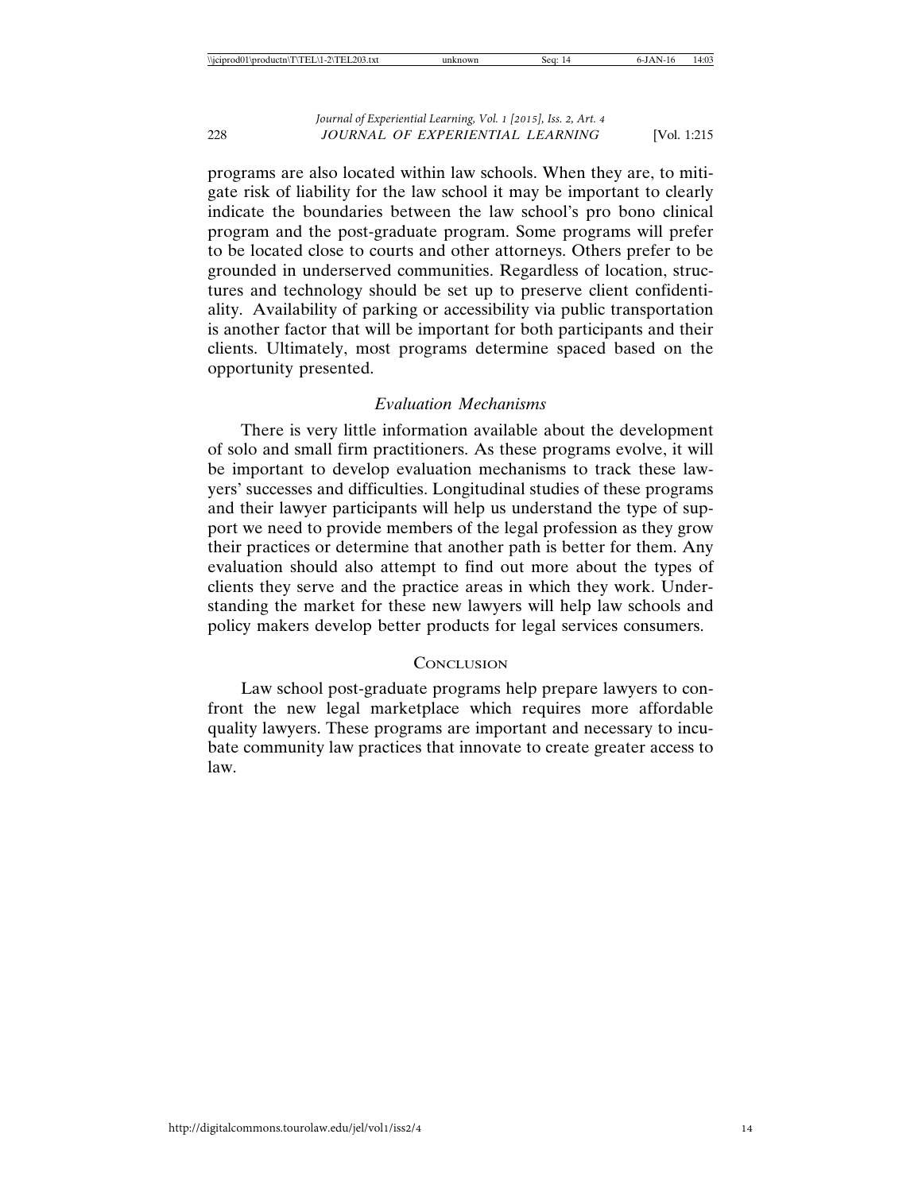programs are also located within law schools. When they are, to mitigate risk of liability for the law school it may be important to clearly indicate the boundaries between the law school's pro bono clinical program and the post-graduate program. Some programs will prefer to be located close to courts and other attorneys. Others prefer to be grounded in underserved communities. Regardless of location, structures and technology should be set up to preserve client confidentiality. Availability of parking or accessibility via public transportation is another factor that will be important for both participants and their clients. Ultimately, most programs determine spaced based on the opportunity presented.

### *Evaluation Mechanisms*

There is very little information available about the development of solo and small firm practitioners. As these programs evolve, it will be important to develop evaluation mechanisms to track these lawyers' successes and difficulties. Longitudinal studies of these programs and their lawyer participants will help us understand the type of support we need to provide members of the legal profession as they grow their practices or determine that another path is better for them. Any evaluation should also attempt to find out more about the types of clients they serve and the practice areas in which they work. Understanding the market for these new lawyers will help law schools and policy makers develop better products for legal services consumers.

## Conclusion

Law school post-graduate programs help prepare lawyers to confront the new legal marketplace which requires more affordable quality lawyers. These programs are important and necessary to incubate community law practices that innovate to create greater access to law.